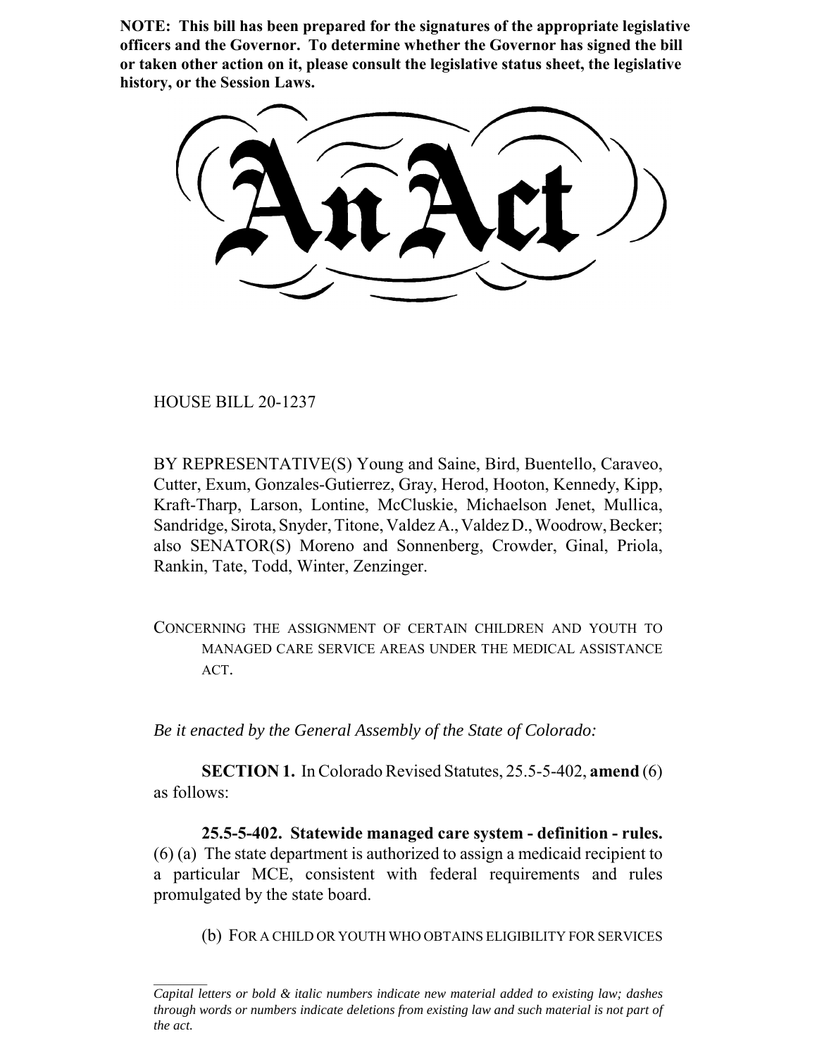**NOTE: This bill has been prepared for the signatures of the appropriate legislative officers and the Governor. To determine whether the Governor has signed the bill or taken other action on it, please consult the legislative status sheet, the legislative history, or the Session Laws.**

# An Act

HOUSE BILL 20-1237

BY REPRESENTATIVE(S) Young and Saine, Bird, Buentello, Caraveo, Cutter, Exum, Gonzales-Gutierrez, Gray, Herod, Hooton, Kennedy, Kipp, Kraft-Tharp, Larson, Lontine, McCluskie, Michaelson Jenet, Mullica, Sandridge, Sirota, Snyder, Titone, Valdez A., Valdez D., Woodrow, Becker; also SENATOR(S) Moreno and Sonnenberg, Crowder, Ginal, Priola, Rankin, Tate, Todd, Winter, Zenzinger.

CONCERNING THE ASSIGNMENT OF CERTAIN CHILDREN AND YOUTH TO MANAGED CARE SERVICE AREAS UNDER THE MEDICAL ASSISTANCE ACT.

*Be it enacted by the General Assembly of the State of Colorado:*

**SECTION 1.** In Colorado Revised Statutes, 25.5-5-402, **amend** (6) as follows:

**25.5-5-402. Statewide managed care system - definition - rules.** (6) (a) The state department is authorized to assign a medicaid recipient to a particular MCE, consistent with federal requirements and rules promulgated by the state board.

(b) FOR A CHILD OR YOUTH WHO OBTAINS ELIGIBILITY FOR SERVICES

---

*Capital letters or bold & italic numbers indicate new material added to existing law; dashes through words or numbers indicate deletions from existing law and such material is not part of the act.*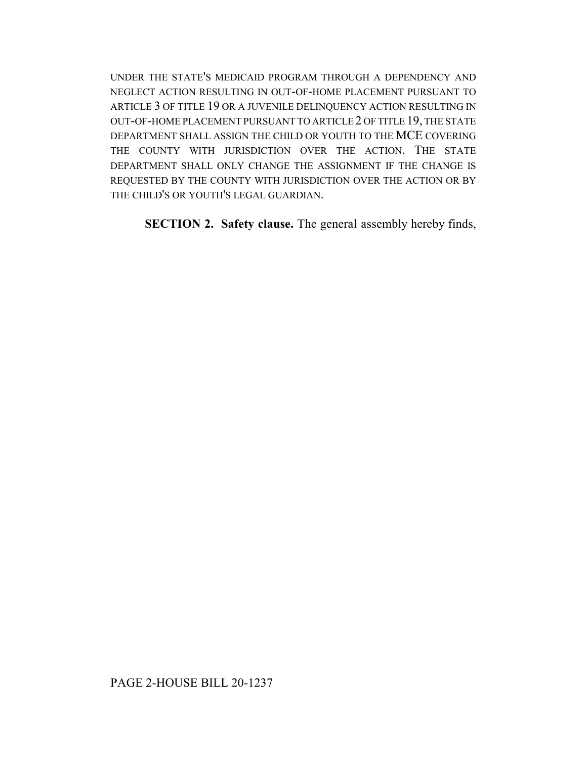UNDER THE STATE'S MEDICAID PROGRAM THROUGH A DEPENDENCY AND NEGLECT ACTION RESULTING IN OUT-OF-HOME PLACEMENT PURSUANT TO ARTICLE 3 OF TITLE 19 OR A JUVENILE DELINQUENCY ACTION RESULTING IN OUT-OF-HOME PLACEMENT PURSUANT TO ARTICLE 2 OF TITLE 19, THE STATE DEPARTMENT SHALL ASSIGN THE CHILD OR YOUTH TO THE MCE COVERING THE COUNTY WITH JURISDICTION OVER THE ACTION. THE STATE DEPARTMENT SHALL ONLY CHANGE THE ASSIGNMENT IF THE CHANGE IS REQUESTED BY THE COUNTY WITH JURISDICTION OVER THE ACTION OR BY THE CHILD'S OR YOUTH'S LEGAL GUARDIAN.

**SECTION 2. Safety clause.** The general assembly hereby finds,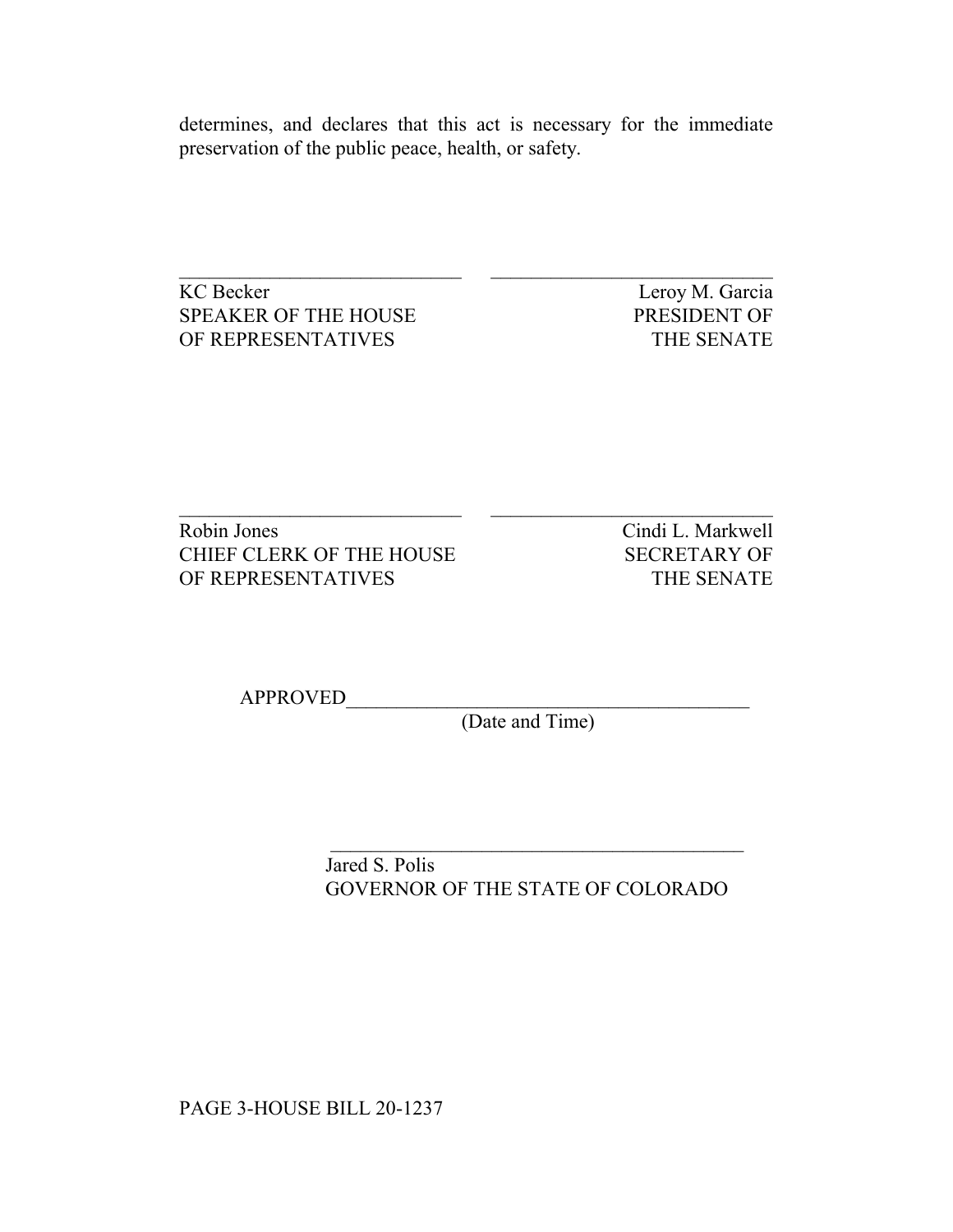determines, and declares that this act is necessary for the immediate preservation of the public peace, health, or safety.

\_\_\_\_\_\_\_\_\_\_\_\_\_\_\_\_\_\_\_\_\_\_\_\_\_\_\_\_

KC Becker
SPEAKER OF THE HOUSE
OF REPRESENTATIVES

\_\_\_\_\_\_\_\_\_\_\_\_\_\_\_\_\_\_\_\_\_\_\_\_\_\_\_\_

Leroy M. Garcia
PRESIDENT OF
THE SENATE

\_\_\_\_\_\_\_\_\_\_\_\_\_\_\_\_\_\_\_\_\_\_\_\_\_\_\_\_

Robin Jones
CHIEF CLERK OF THE HOUSE
OF REPRESENTATIVES

\_\_\_\_\_\_\_\_\_\_\_\_\_\_\_\_\_\_\_\_\_\_\_\_\_\_\_\_

Cindi L. Markwell
SECRETARY OF
THE SENATE

APPROVED\_\_\_\_\_\_\_\_\_\_\_\_\_\_\_\_\_\_\_\_\_\_\_\_\_\_\_\_\_\_\_\_\_\_\_\_\_\_\_\_
(Date and Time)

\_\_\_\_\_\_\_\_\_\_\_\_\_\_\_\_\_\_\_\_\_\_\_\_\_\_\_\_\_\_\_\_\_\_\_\_\_\_\_\_\_\_

Jared S. Polis
GOVERNOR OF THE STATE OF COLORADO

PAGE 3-HOUSE BILL 20-1237